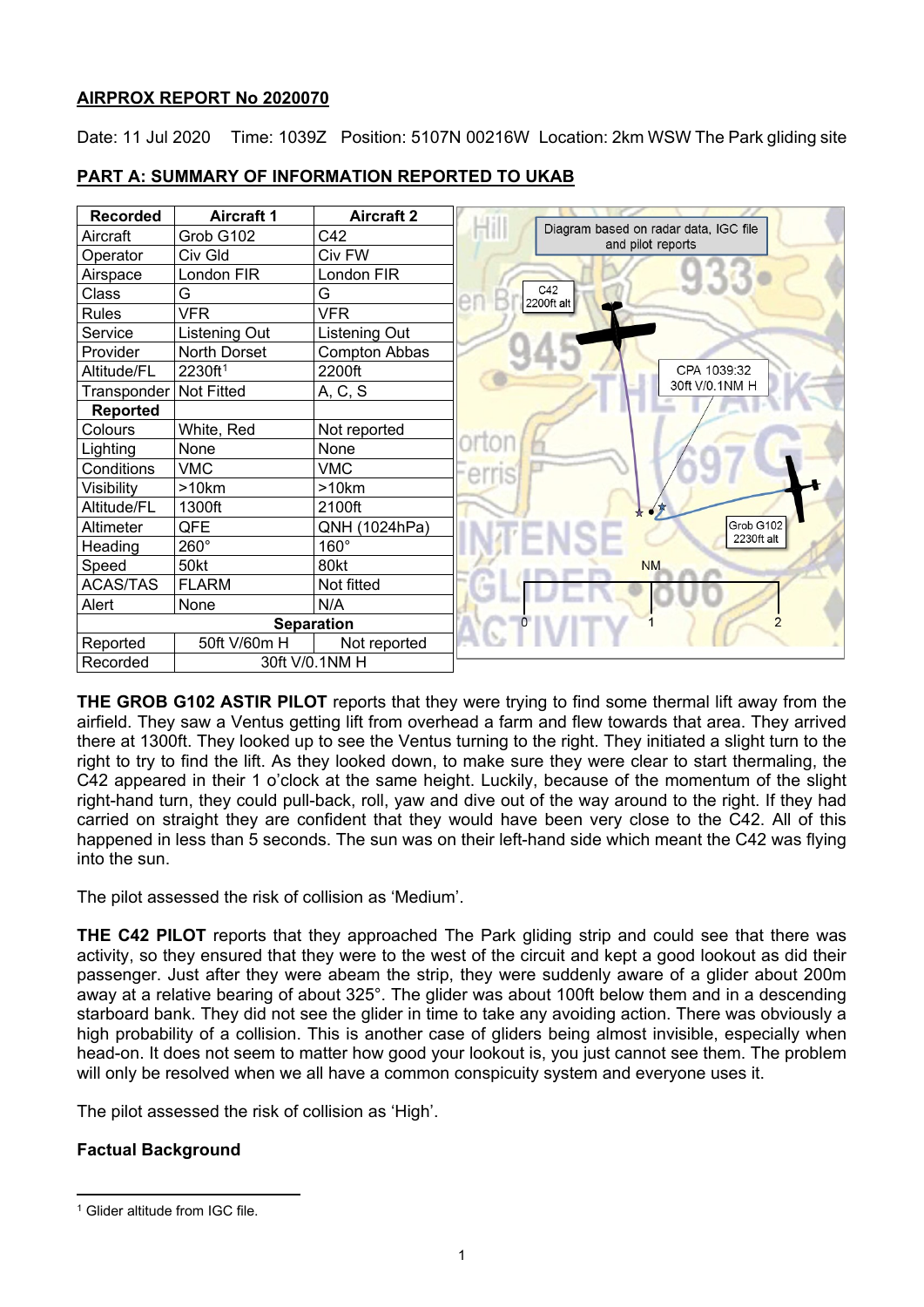**AIRPROX REPORT No 2020070**

Date: 11 Jul 2020 Time: 1039Z Position: 5107N 00216W Location: 2km WSW The Park gliding site

**PART A: SUMMARY OF INFORMATION REPORTED TO UKAB**

| Recorded | Aircraft 1 | Aircraft 2 |
|---|---|---|
| Aircraft | Grob G102 | C42 |
| Operator | Civ Gld | Civ FW |
| Airspace | London FIR | London FIR |
| Class | G | G |
| Rules | VFR | VFR |
| Service | Listening Out | Listening Out |
| Provider | North Dorset | Compton Abbas |
| Altitude/FL | 2230ft[1] | 2200ft |
| Transponder | Not Fitted | A, C, S |
| **Reported** | | |
| Colours | White, Red | Not reported |
| Lighting | None | None |
| Conditions | VMC | VMC |
| Visibility | >10km | >10km |
| Altitude/FL | 1300ft | 2100ft |
| Altimeter | QFE | QNH (1024hPa) |
| Heading | 260° | 160° |
| Speed | 50kt | 80kt |
| ACAS/TAS | FLARM | Not fitted |
| Alert | None | N/A |
| **Separation** | | |
| Reported | 50ft V/60m H | Not reported |
| Recorded | 30ft V/0.1NM H | |

Diagram based on radar data, IGC file and pilot reports

C42 2200ft alt

CPA 1039:32 30ft V/0.1NM H

Grob G102 2230ft alt

NM 0 1 2

**THE GROB G102 ASTIR PILOT** reports that they were trying to find some thermal lift away from the airfield. They saw a Ventus getting lift from overhead a farm and flew towards that area. They arrived there at 1300ft. They looked up to see the Ventus turning to the right. They initiated a slight turn to the right to try to find the lift. As they looked down, to make sure they were clear to start thermaling, the C42 appeared in their 1 o'clock at the same height. Luckily, because of the momentum of the slight right-hand turn, they could pull-back, roll, yaw and dive out of the way around to the right. If they had carried on straight they are confident that they would have been very close to the C42. All of this happened in less than 5 seconds. The sun was on their left-hand side which meant the C42 was flying into the sun.

The pilot assessed the risk of collision as 'Medium'.

**THE C42 PILOT** reports that they approached The Park gliding strip and could see that there was activity, so they ensured that they were to the west of the circuit and kept a good lookout as did their passenger. Just after they were abeam the strip, they were suddenly aware of a glider about 200m away at a relative bearing of about 325°. The glider was about 100ft below them and in a descending starboard bank. They did not see the glider in time to take any avoiding action. There was obviously a high probability of a collision. This is another case of gliders being almost invisible, especially when head-on. It does not seem to matter how good your lookout is, you just cannot see them. The problem will only be resolved when we all have a common conspicuity system and everyone uses it.

The pilot assessed the risk of collision as 'High'.

**Factual Background**

[1] Glider altitude from IGC file.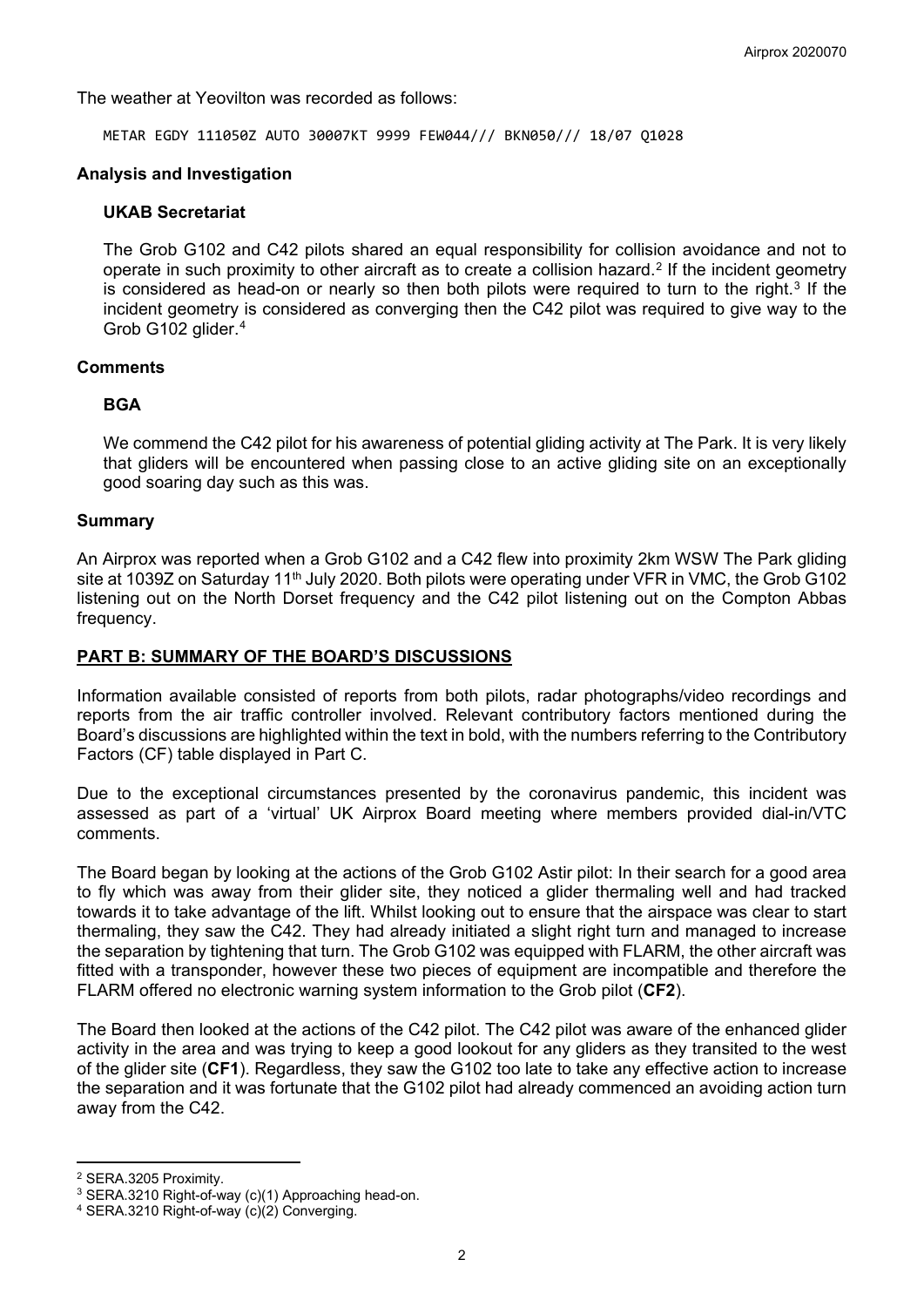The weather at Yeovilton was recorded as follows:

```
METAR EGDY 111050Z AUTO 30007KT 9999 FEW044/// BKN050/// 18/07 Q1028
```

### Analysis and Investigation

#### UKAB Secretariat

The Grob G102 and C42 pilots shared an equal responsibility for collision avoidance and not to operate in such proximity to other aircraft as to create a collision hazard.[2] If the incident geometry is considered as head-on or nearly so then both pilots were required to turn to the right.[3] If the incident geometry is considered as converging then the C42 pilot was required to give way to the Grob G102 glider.[4]

### Comments

#### BGA

We commend the C42 pilot for his awareness of potential gliding activity at The Park. It is very likely that gliders will be encountered when passing close to an active gliding site on an exceptionally good soaring day such as this was.

### Summary

An Airprox was reported when a Grob G102 and a C42 flew into proximity 2km WSW The Park gliding site at 1039Z on Saturday 11th July 2020. Both pilots were operating under VFR in VMC, the Grob G102 listening out on the North Dorset frequency and the C42 pilot listening out on the Compton Abbas frequency.

## PART B: SUMMARY OF THE BOARD'S DISCUSSIONS

Information available consisted of reports from both pilots, radar photographs/video recordings and reports from the air traffic controller involved. Relevant contributory factors mentioned during the Board's discussions are highlighted within the text in bold, with the numbers referring to the Contributory Factors (CF) table displayed in Part C.

Due to the exceptional circumstances presented by the coronavirus pandemic, this incident was assessed as part of a 'virtual' UK Airprox Board meeting where members provided dial-in/VTC comments.

The Board began by looking at the actions of the Grob G102 Astir pilot: In their search for a good area to fly which was away from their glider site, they noticed a glider thermaling well and had tracked towards it to take advantage of the lift. Whilst looking out to ensure that the airspace was clear to start thermaling, they saw the C42. They had already initiated a slight right turn and managed to increase the separation by tightening that turn. The Grob G102 was equipped with FLARM, the other aircraft was fitted with a transponder, however these two pieces of equipment are incompatible and therefore the FLARM offered no electronic warning system information to the Grob pilot (**CF2**).

The Board then looked at the actions of the C42 pilot. The C42 pilot was aware of the enhanced glider activity in the area and was trying to keep a good lookout for any gliders as they transited to the west of the glider site (**CF1**). Regardless, they saw the G102 too late to take any effective action to increase the separation and it was fortunate that the G102 pilot had already commenced an avoiding action turn away from the C42.

---

[2] SERA.3205 Proximity.

[3] SERA.3210 Right-of-way (c)(1) Approaching head-on.

[4] SERA.3210 Right-of-way (c)(2) Converging.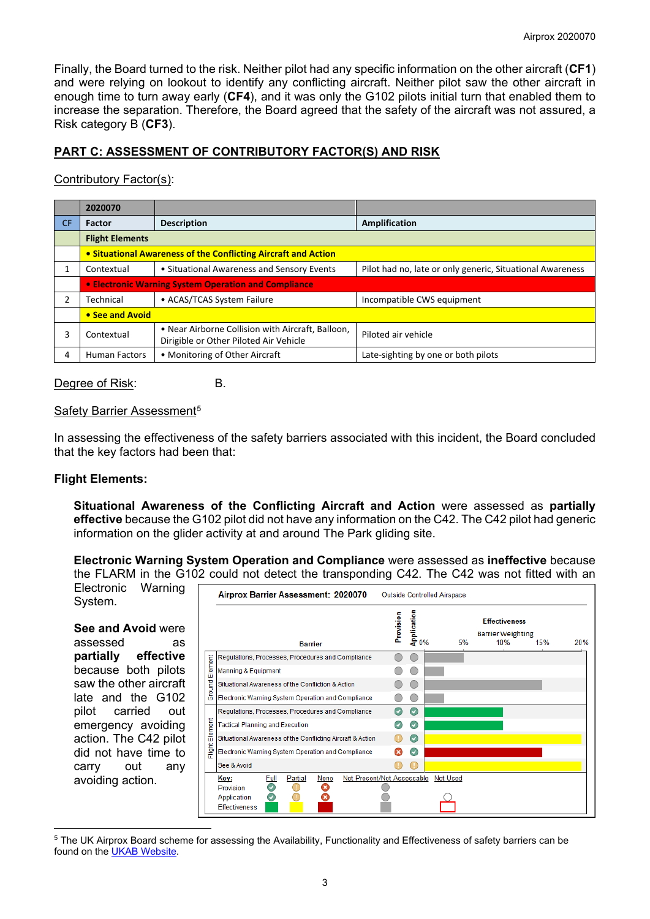Finally, the Board turned to the risk. Neither pilot had any specific information on the other aircraft (**CF1**) and were relying on lookout to identify any conflicting aircraft. Neither pilot saw the other aircraft in enough time to turn away early (**CF4**), and it was only the G102 pilots initial turn that enabled them to increase the separation. Therefore, the Board agreed that the safety of the aircraft was not assured, a Risk category B (**CF3**).

## PART C: ASSESSMENT OF CONTRIBUTORY FACTOR(S) AND RISK

Contributory Factor(s):

| | 2020070 | | |
|---|---|---|---|
| **CF** | **Factor** | **Description** | **Amplification** |
| | **Flight Elements** | | |
| | **• Situational Awareness of the Conflicting Aircraft and Action** | | |
| 1 | Contextual | • Situational Awareness and Sensory Events | Pilot had no, late or only generic, Situational Awareness |
| | **• Electronic Warning System Operation and Compliance** | | |
| 2 | Technical | • ACAS/TCAS System Failure | Incompatible CWS equipment |
| | **• See and Avoid** | | |
| 3 | Contextual | • Near Airborne Collision with Aircraft, Balloon, Dirigible or Other Piloted Air Vehicle | Piloted air vehicle |
| 4 | Human Factors | • Monitoring of Other Aircraft | Late-sighting by one or both pilots |

Degree of Risk: B.

Safety Barrier Assessment[5]

In assessing the effectiveness of the safety barriers associated with this incident, the Board concluded that the key factors had been that:

**Flight Elements:**

**Situational Awareness of the Conflicting Aircraft and Action** were assessed as **partially effective** because the G102 pilot did not have any information on the C42. The C42 pilot had generic information on the glider activity at and around The Park gliding site.

**Electronic Warning System Operation and Compliance** were assessed as **ineffective** because the FLARM in the G102 could not detect the transponding C42. The C42 was not fitted with an Electronic Warning System.

**See and Avoid** were assessed as **partially effective** because both pilots saw the other aircraft late and the G102 pilot carried out emergency avoiding action. The C42 pilot did not have time to carry out any avoiding action.

Airprox Barrier Assessment: 2020070

Outside Controlled Airspace

Barrier

Provision

Application

Effectiveness

Barrier Weighting

0%

5%

10%

15%

20%

Ground Element

Regulations, Processes, Procedures and Compliance

Manning & Equipment

Situational Awareness of the Confliction & Action

Electronic Warning System Operation and Compliance

Flight Element

Regulations, Processes, Procedures and Compliance

Tactical Planning and Execution

Situational Awareness of the Conflicting Aircraft & Action

Electronic Warning System Operation and Compliance

See & Avoid

Key:

Full

Partial

None

Not Present/Not Assessable

Not Used

Provision

Application

Effectiveness

[5] The UK Airprox Board scheme for assessing the Availability, Functionality and Effectiveness of safety barriers can be found on the UKAB Website.